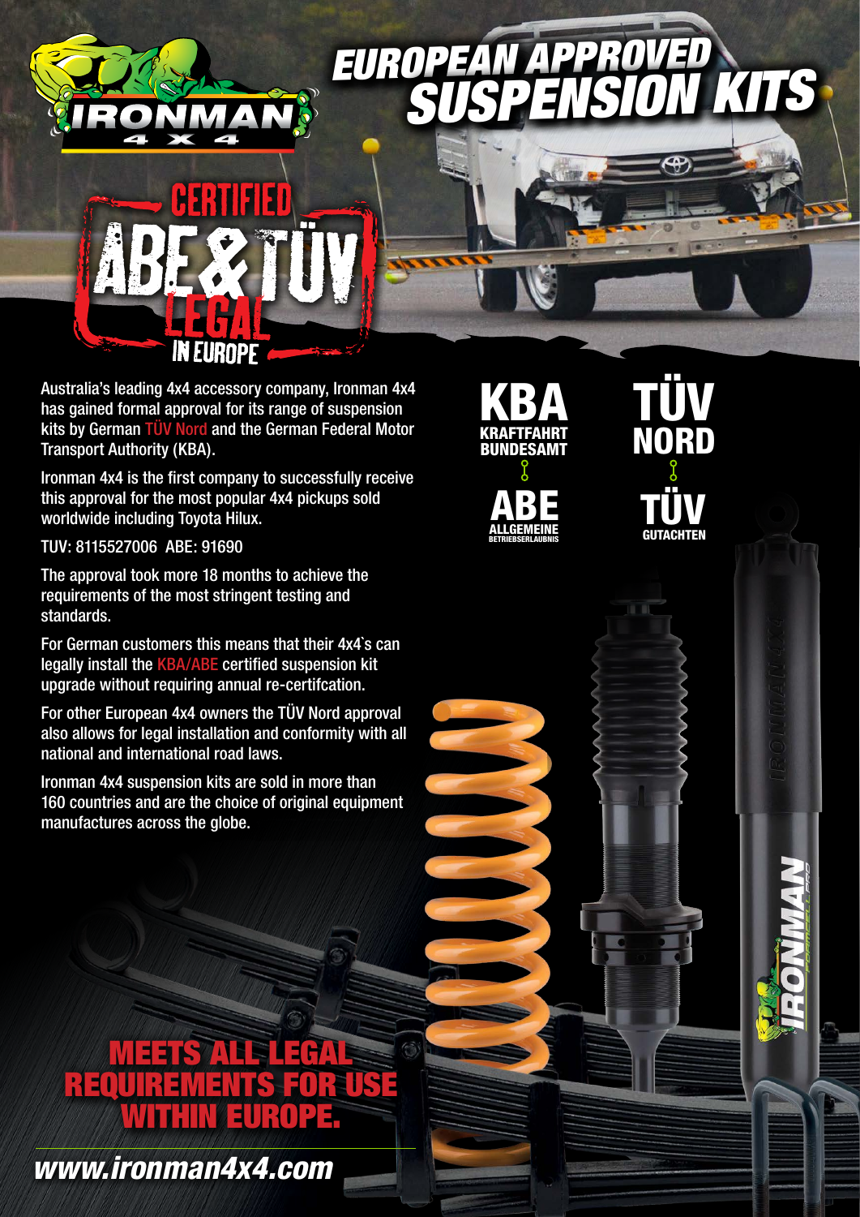# EUROPEAN APPROVED SUSPENSION KITS

## CERTIFIED ABE & TÜV LEGAL IN EUROPE

Australia's leading 4x4 accessory company, Ironman 4x4 has gained formal approval for its range of suspension kits by German TÜV Nord and the German Federal Motor Transport Authority (KBA).

Ironman 4x4 is the first company to successfully receive this approval for the most popular 4x4 pickups sold worldwide including Toyota Hilux.

TUV: 8115527006 ABE: 91690

The approval took more 18 months to achieve the requirements of the most stringent testing and standards.

For German customers this means that their 4x4`s can legally install the KBA/ABE certified suspension kit upgrade without requiring annual re-certifcation.

For other European 4x4 owners the TÜV Nord approval also allows for legal installation and conformity with all national and international road laws.

Ironman 4x4 suspension kits are sold in more than 160 countries and are the choice of original equipment manufactures across the globe.

**KBA** KRAFTFAHRT BUNDESAMT → **ABE** ALLGEMEINE BETRIEBSERLAUBNIS

**TÜV NORD** → **TÜV** GUTACHTEN

## MEETS ALL LEGAL REQUIREMENTS FOR USE WITHIN EUROPE.

*www.ironman4x4.com*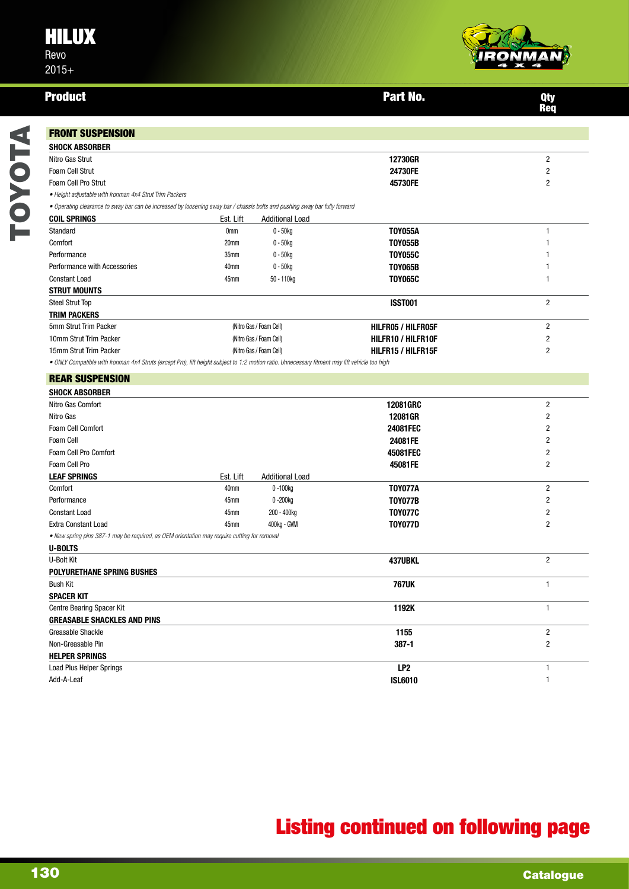# HILUX
Revo
2015+

TOYOTA

| Product | | | Part No. | Qty Req |
|---|---|---|---|---|
| **FRONT SUSPENSION** | | | | |
| **SHOCK ABSORBER** | | | | |
| Nitro Gas Strut | | | **12730GR** | 2 |
| Foam Cell Strut | | | **24730FE** | 2 |
| Foam Cell Pro Strut | | | **45730FE** | 2 |
| *• Height adjustable with Ironman 4x4 Strut Trim Packers* | | | | |
| *• Operating clearance to sway bar can be increased by loosening sway bar / chassis bolts and pushing sway bar fully forward* | | | | |
| **COIL SPRINGS** | Est. Lift | Additional Load | | |
| Standard | 0mm | 0 - 50kg | **TOY055A** | 1 |
| Comfort | 20mm | 0 - 50kg | **TOY055B** | 1 |
| Performance | 35mm | 0 - 50kg | **TOY055C** | 1 |
| Performance with Accessories | 40mm | 0 - 50kg | **TOY065B** | 1 |
| Constant Load | 45mm | 50 - 110kg | **TOY065C** | 1 |
| **STRUT MOUNTS** | | | | |
| Steel Strut Top | | | **ISST001** | 2 |
| **TRIM PACKERS** | | | | |
| 5mm Strut Trim Packer | | (Nitro Gas / Foam Cell) | **HILFR05 / HILFR05F** | 2 |
| 10mm Strut Trim Packer | | (Nitro Gas / Foam Cell) | **HILFR10 / HILFR10F** | 2 |
| 15mm Strut Trim Packer | | (Nitro Gas / Foam Cell) | **HILFR15 / HILFR15F** | 2 |
| *• ONLY Compatible with Ironman 4x4 Struts (except Pro), lift height subject to 1:2 motion ratio. Unnecessary fitment may lift vehicle too high* | | | | |
| **REAR SUSPENSION** | | | | |
| **SHOCK ABSORBER** | | | | |
| Nitro Gas Comfort | | | **12081GRC** | 2 |
| Nitro Gas | | | **12081GR** | 2 |
| Foam Cell Comfort | | | **24081FEC** | 2 |
| Foam Cell | | | **24081FE** | 2 |
| Foam Cell Pro Comfort | | | **45081FEC** | 2 |
| Foam Cell Pro | | | **45081FE** | 2 |
| **LEAF SPRINGS** | Est. Lift | Additional Load | | |
| Comfort | 40mm | 0 -100kg | **TOY077A** | 2 |
| Performance | 45mm | 0 -200kg | **TOY077B** | 2 |
| Constant Load | 45mm | 200 - 400kg | **TOY077C** | 2 |
| Extra Constant Load | 45mm | 400kg - GVM | **TOY077D** | 2 |
| *• New spring pins 387-1 may be required, as OEM orientation may require cutting for removal* | | | | |
| **U-BOLTS** | | | | |
| U-Bolt Kit | | | **437UBKL** | 2 |
| **POLYURETHANE SPRING BUSHES** | | | | |
| Bush Kit | | | **767UK** | 1 |
| **SPACER KIT** | | | | |
| Centre Bearing Spacer Kit | | | **1192K** | 1 |
| **GREASABLE SHACKLES AND PINS** | | | | |
| Greasable Shackle | | | **1155** | 2 |
| Non-Greasable Pin | | | **387-1** | 2 |
| **HELPER SPRINGS** | | | | |
| Load Plus Helper Springs | | | **LP2** | 1 |
| Add-A-Leaf | | | **ISL6010** | 1 |

## Listing continued on following page